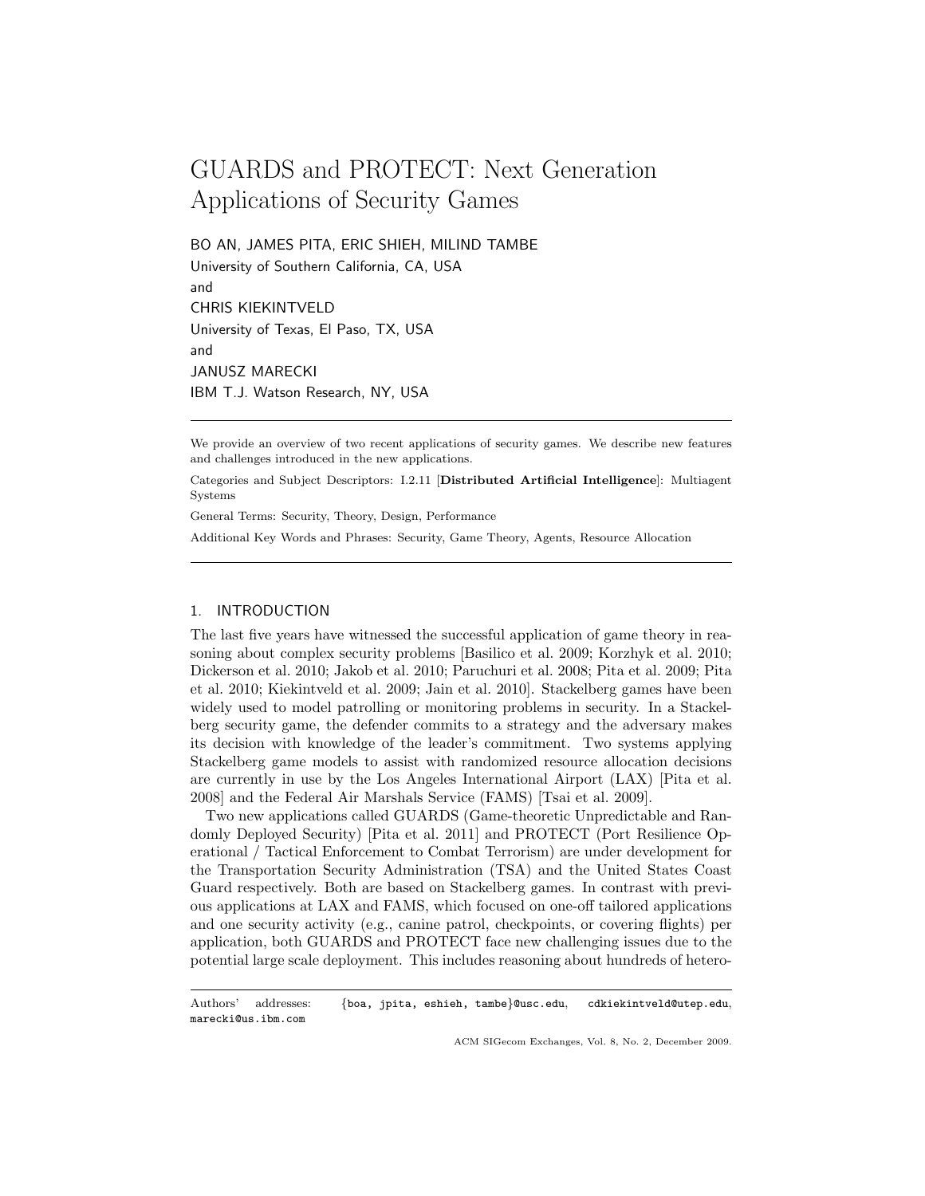# GUARDS and PROTECT: Next Generation Applications of Security Games

BO AN, JAMES PITA, ERIC SHIEH, MILIND TAMBE
University of Southern California, CA, USA
and
CHRIS KIEKINTVELD
University of Texas, El Paso, TX, USA
and
JANUSZ MARECKI
IBM T.J. Watson Research, NY, USA

---

We provide an overview of two recent applications of security games. We describe new features and challenges introduced in the new applications.

Categories and Subject Descriptors: I.2.11 [**Distributed Artificial Intelligence**]: Multiagent Systems

General Terms: Security, Theory, Design, Performance

Additional Key Words and Phrases: Security, Game Theory, Agents, Resource Allocation

---

## 1. INTRODUCTION

The last five years have witnessed the successful application of game theory in reasoning about complex security problems [Basilico et al. 2009; Korzhyk et al. 2010; Dickerson et al. 2010; Jakob et al. 2010; Paruchuri et al. 2008; Pita et al. 2009; Pita et al. 2010; Kiekintveld et al. 2009; Jain et al. 2010]. Stackelberg games have been widely used to model patrolling or monitoring problems in security. In a Stackelberg security game, the defender commits to a strategy and the adversary makes its decision with knowledge of the leader's commitment. Two systems applying Stackelberg game models to assist with randomized resource allocation decisions are currently in use by the Los Angeles International Airport (LAX) [Pita et al. 2008] and the Federal Air Marshals Service (FAMS) [Tsai et al. 2009].

Two new applications called GUARDS (Game-theoretic Unpredictable and Randomly Deployed Security) [Pita et al. 2011] and PROTECT (Port Resilience Operational / Tactical Enforcement to Combat Terrorism) are under development for the Transportation Security Administration (TSA) and the United States Coast Guard respectively. Both are based on Stackelberg games. In contrast with previous applications at LAX and FAMS, which focused on one-off tailored applications and one security activity (e.g., canine patrol, checkpoints, or covering flights) per application, both GUARDS and PROTECT face new challenging issues due to the potential large scale deployment. This includes reasoning about hundreds of hetero-

---

Authors' addresses: {boa, jpita, eshieh, tambe}@usc.edu, cdkiekintveld@utep.edu, marecki@us.ibm.com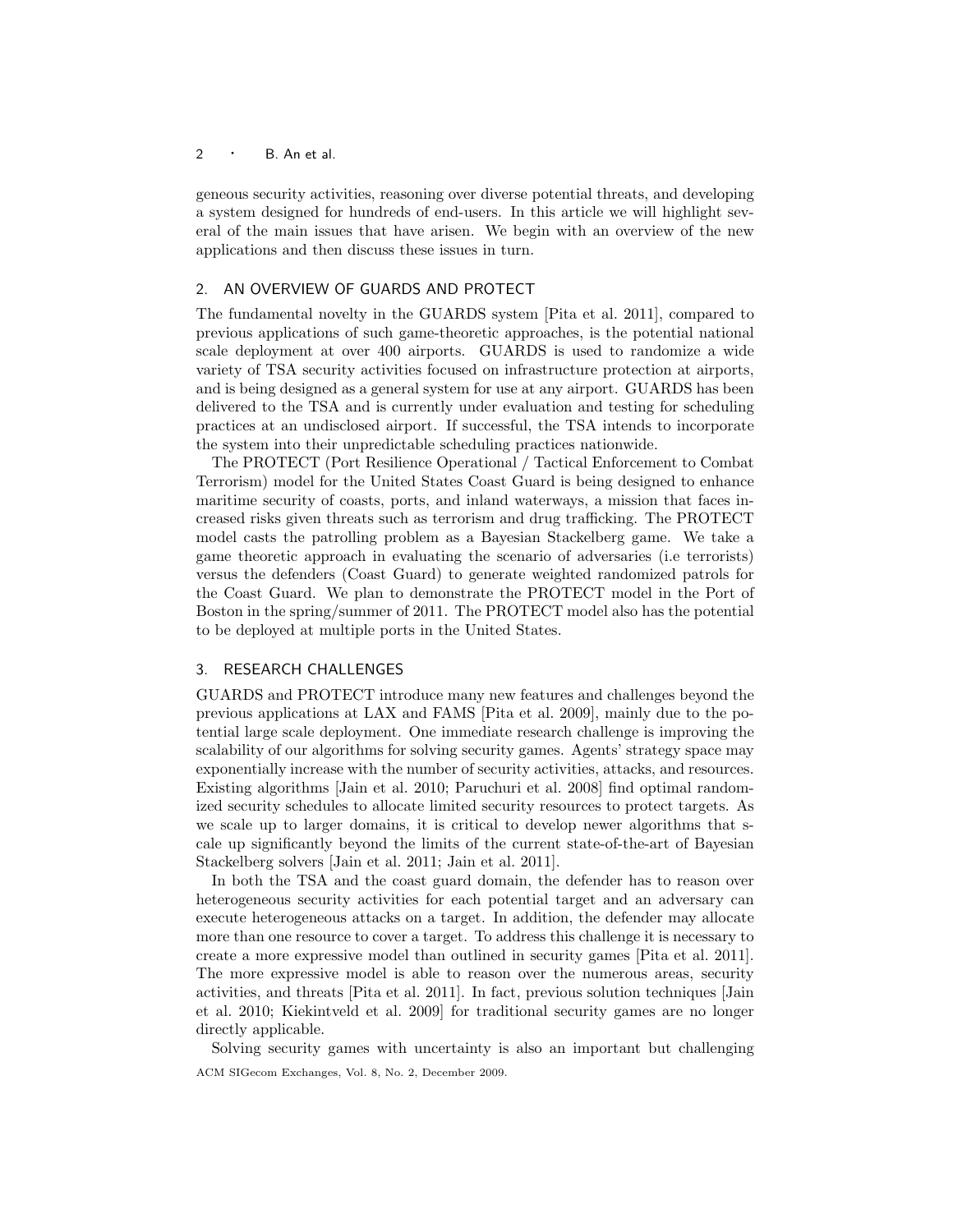geneous security activities, reasoning over diverse potential threats, and developing a system designed for hundreds of end-users. In this article we will highlight several of the main issues that have arisen. We begin with an overview of the new applications and then discuss these issues in turn.

## 2. AN OVERVIEW OF GUARDS AND PROTECT

The fundamental novelty in the GUARDS system [Pita et al. 2011], compared to previous applications of such game-theoretic approaches, is the potential national scale deployment at over 400 airports. GUARDS is used to randomize a wide variety of TSA security activities focused on infrastructure protection at airports, and is being designed as a general system for use at any airport. GUARDS has been delivered to the TSA and is currently under evaluation and testing for scheduling practices at an undisclosed airport. If successful, the TSA intends to incorporate the system into their unpredictable scheduling practices nationwide.

The PROTECT (Port Resilience Operational / Tactical Enforcement to Combat Terrorism) model for the United States Coast Guard is being designed to enhance maritime security of coasts, ports, and inland waterways, a mission that faces increased risks given threats such as terrorism and drug trafficking. The PROTECT model casts the patrolling problem as a Bayesian Stackelberg game. We take a game theoretic approach in evaluating the scenario of adversaries (i.e terrorists) versus the defenders (Coast Guard) to generate weighted randomized patrols for the Coast Guard. We plan to demonstrate the PROTECT model in the Port of Boston in the spring/summer of 2011. The PROTECT model also has the potential to be deployed at multiple ports in the United States.

## 3. RESEARCH CHALLENGES

GUARDS and PROTECT introduce many new features and challenges beyond the previous applications at LAX and FAMS [Pita et al. 2009], mainly due to the potential large scale deployment. One immediate research challenge is improving the scalability of our algorithms for solving security games. Agents' strategy space may exponentially increase with the number of security activities, attacks, and resources. Existing algorithms [Jain et al. 2010; Paruchuri et al. 2008] find optimal randomized security schedules to allocate limited security resources to protect targets. As we scale up to larger domains, it is critical to develop newer algorithms that scale up significantly beyond the limits of the current state-of-the-art of Bayesian Stackelberg solvers [Jain et al. 2011; Jain et al. 2011].

In both the TSA and the coast guard domain, the defender has to reason over heterogeneous security activities for each potential target and an adversary can execute heterogeneous attacks on a target. In addition, the defender may allocate more than one resource to cover a target. To address this challenge it is necessary to create a more expressive model than outlined in security games [Pita et al. 2011]. The more expressive model is able to reason over the numerous areas, security activities, and threats [Pita et al. 2011]. In fact, previous solution techniques [Jain et al. 2010; Kiekintveld et al. 2009] for traditional security games are no longer directly applicable.

Solving security games with uncertainty is also an important but challenging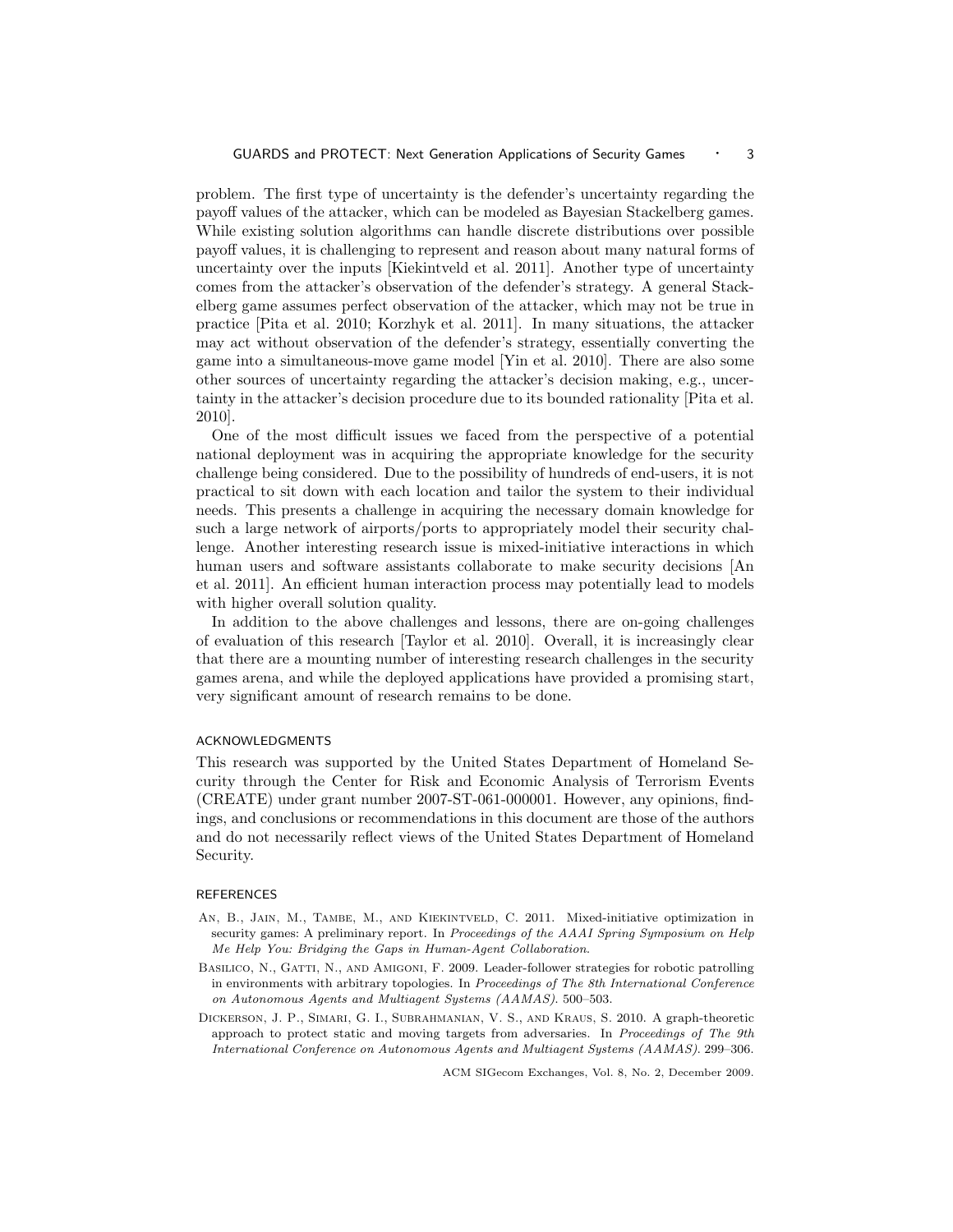problem. The first type of uncertainty is the defender's uncertainty regarding the payoff values of the attacker, which can be modeled as Bayesian Stackelberg games. While existing solution algorithms can handle discrete distributions over possible payoff values, it is challenging to represent and reason about many natural forms of uncertainty over the inputs [Kiekintveld et al. 2011]. Another type of uncertainty comes from the attacker's observation of the defender's strategy. A general Stackelberg game assumes perfect observation of the attacker, which may not be true in practice [Pita et al. 2010; Korzhyk et al. 2011]. In many situations, the attacker may act without observation of the defender's strategy, essentially converting the game into a simultaneous-move game model [Yin et al. 2010]. There are also some other sources of uncertainty regarding the attacker's decision making, e.g., uncertainty in the attacker's decision procedure due to its bounded rationality [Pita et al. 2010].

One of the most difficult issues we faced from the perspective of a potential national deployment was in acquiring the appropriate knowledge for the security challenge being considered. Due to the possibility of hundreds of end-users, it is not practical to sit down with each location and tailor the system to their individual needs. This presents a challenge in acquiring the necessary domain knowledge for such a large network of airports/ports to appropriately model their security challenge. Another interesting research issue is mixed-initiative interactions in which human users and software assistants collaborate to make security decisions [An et al. 2011]. An efficient human interaction process may potentially lead to models with higher overall solution quality.

In addition to the above challenges and lessons, there are on-going challenges of evaluation of this research [Taylor et al. 2010]. Overall, it is increasingly clear that there are a mounting number of interesting research challenges in the security games arena, and while the deployed applications have provided a promising start, very significant amount of research remains to be done.

## ACKNOWLEDGMENTS

This research was supported by the United States Department of Homeland Security through the Center for Risk and Economic Analysis of Terrorism Events (CREATE) under grant number 2007-ST-061-000001. However, any opinions, findings, and conclusions or recommendations in this document are those of the authors and do not necessarily reflect views of the United States Department of Homeland Security.

## REFERENCES

An, B., Jain, M., Tambe, M., and Kiekintveld, C. 2011. Mixed-initiative optimization in security games: A preliminary report. In *Proceedings of the AAAI Spring Symposium on Help Me Help You: Bridging the Gaps in Human-Agent Collaboration*.

Basilico, N., Gatti, N., and Amigoni, F. 2009. Leader-follower strategies for robotic patrolling in environments with arbitrary topologies. In *Proceedings of The 8th International Conference on Autonomous Agents and Multiagent Systems (AAMAS)*. 500–503.

Dickerson, J. P., Simari, G. I., Subrahmanian, V. S., and Kraus, S. 2010. A graph-theoretic approach to protect static and moving targets from adversaries. In *Proceedings of The 9th International Conference on Autonomous Agents and Multiagent Systems (AAMAS)*. 299–306.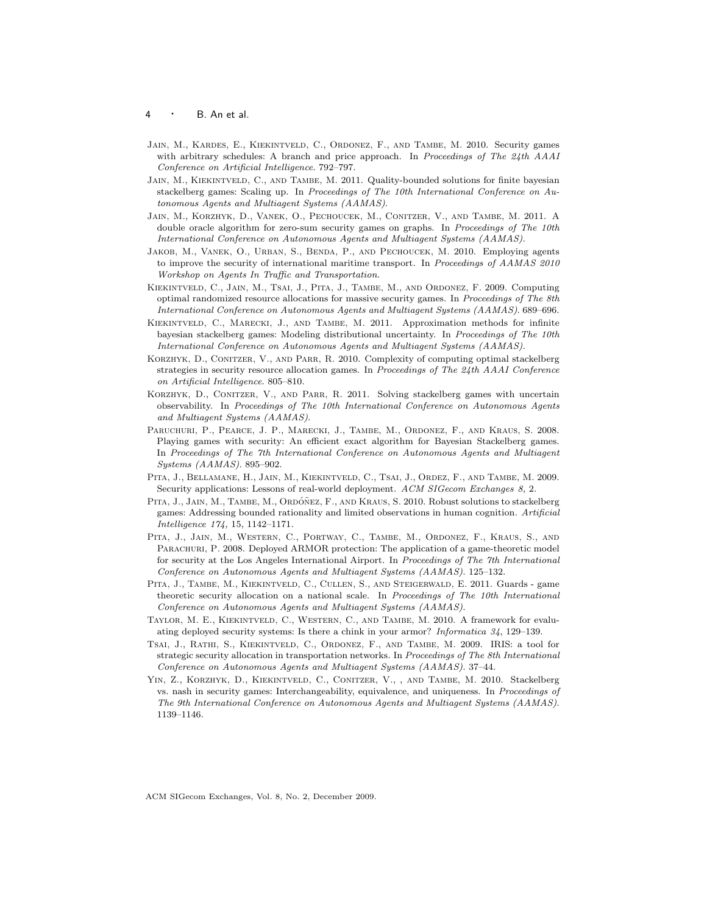Jain, M., Kardes, E., Kiekintveld, C., Ordonez, F., and Tambe, M. 2010. Security games with arbitrary schedules: A branch and price approach. In *Proceedings of The 24th AAAI Conference on Artificial Intelligence*. 792–797.

Jain, M., Kiekintveld, C., and Tambe, M. 2011. Quality-bounded solutions for finite bayesian stackelberg games: Scaling up. In *Proceedings of The 10th International Conference on Autonomous Agents and Multiagent Systems (AAMAS)*.

Jain, M., Korzhyk, D., Vanek, O., Pechoucek, M., Conitzer, V., and Tambe, M. 2011. A double oracle algorithm for zero-sum security games on graphs. In *Proceedings of The 10th International Conference on Autonomous Agents and Multiagent Systems (AAMAS)*.

Jakob, M., Vanek, O., Urban, S., Benda, P., and Pechoucek, M. 2010. Employing agents to improve the security of international maritime transport. In *Proceedings of AAMAS 2010 Workshop on Agents In Traffic and Transportation*.

Kiekintveld, C., Jain, M., Tsai, J., Pita, J., Tambe, M., and Ordonez, F. 2009. Computing optimal randomized resource allocations for massive security games. In *Proceedings of The 8th International Conference on Autonomous Agents and Multiagent Systems (AAMAS)*. 689–696.

Kiekintveld, C., Marecki, J., and Tambe, M. 2011. Approximation methods for infinite bayesian stackelberg games: Modeling distributional uncertainty. In *Proceedings of The 10th International Conference on Autonomous Agents and Multiagent Systems (AAMAS)*.

Korzhyk, D., Conitzer, V., and Parr, R. 2010. Complexity of computing optimal stackelberg strategies in security resource allocation games. In *Proceedings of The 24th AAAI Conference on Artificial Intelligence*. 805–810.

Korzhyk, D., Conitzer, V., and Parr, R. 2011. Solving stackelberg games with uncertain observability. In *Proceedings of The 10th International Conference on Autonomous Agents and Multiagent Systems (AAMAS)*.

Paruchuri, P., Pearce, J. P., Marecki, J., Tambe, M., Ordonez, F., and Kraus, S. 2008. Playing games with security: An efficient exact algorithm for Bayesian Stackelberg games. In *Proceedings of The 7th International Conference on Autonomous Agents and Multiagent Systems (AAMAS)*. 895–902.

Pita, J., Bellamane, H., Jain, M., Kiekintveld, C., Tsai, J., Ordez, F., and Tambe, M. 2009. Security applications: Lessons of real-world deployment. *ACM SIGecom Exchanges 8,* 2.

Pita, J., Jain, M., Tambe, M., Ordóñez, F., and Kraus, S. 2010. Robust solutions to stackelberg games: Addressing bounded rationality and limited observations in human cognition. *Artificial Intelligence 174,* 15, 1142–1171.

Pita, J., Jain, M., Western, C., Portway, C., Tambe, M., Ordonez, F., Kraus, S., and Parachuri, P. 2008. Deployed ARMOR protection: The application of a game-theoretic model for security at the Los Angeles International Airport. In *Proceedings of The 7th International Conference on Autonomous Agents and Multiagent Systems (AAMAS)*. 125–132.

Pita, J., Tambe, M., Kiekintveld, C., Cullen, S., and Steigerwald, E. 2011. Guards - game theoretic security allocation on a national scale. In *Proceedings of The 10th International Conference on Autonomous Agents and Multiagent Systems (AAMAS)*.

Taylor, M. E., Kiekintveld, C., Western, C., and Tambe, M. 2010. A framework for evaluating deployed security systems: Is there a chink in your armor? *Informatica 34*, 129–139.

Tsai, J., Rathi, S., Kiekintveld, C., Ordonez, F., and Tambe, M. 2009. IRIS: a tool for strategic security allocation in transportation networks. In *Proceedings of The 8th International Conference on Autonomous Agents and Multiagent Systems (AAMAS)*. 37–44.

Yin, Z., Korzhyk, D., Kiekintveld, C., Conitzer, V., , and Tambe, M. 2010. Stackelberg vs. nash in security games: Interchangeability, equivalence, and uniqueness. In *Proceedings of The 9th International Conference on Autonomous Agents and Multiagent Systems (AAMAS)*. 1139–1146.